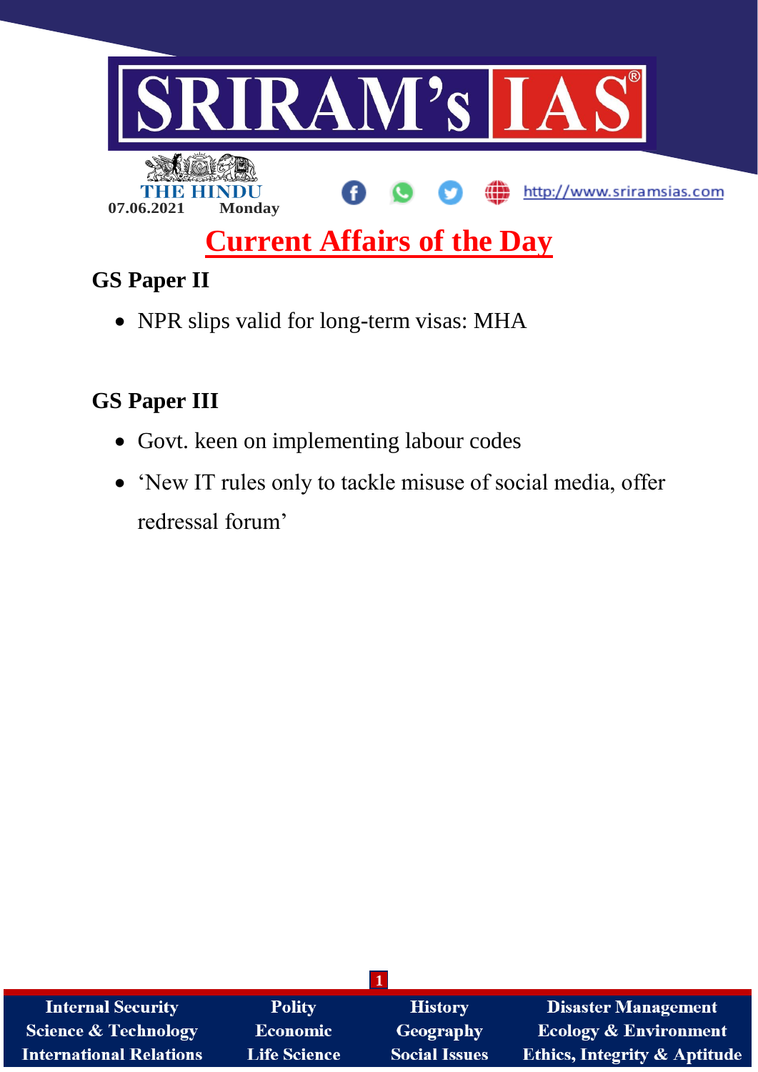SRIRAM's IAS

THE HINDU

07.06.2021 Monday

http://www.sriramsias.com

# Current Affairs of the Day

## GS Paper II

- NPR slips valid for long-term visas: MHA

## GS Paper III

- Govt. keen on implementing labour codes
- 'New IT rules only to tackle misuse of social media, offer redressal forum'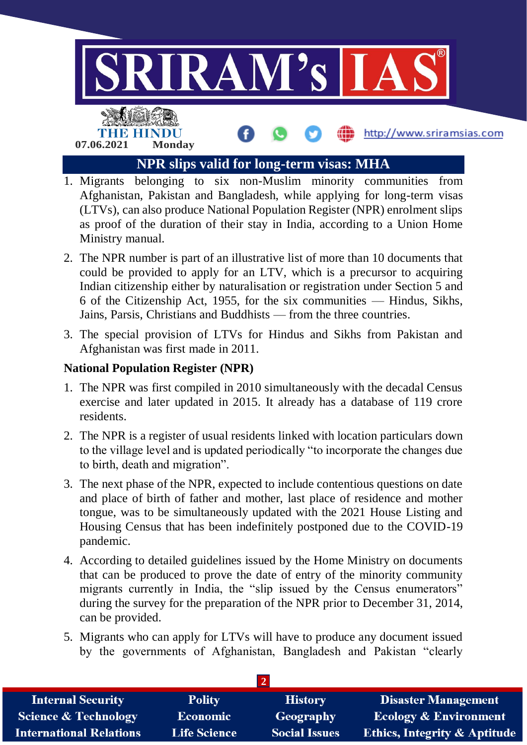## NPR slips valid for long-term visas: MHA

1. Migrants belonging to six non-Muslim minority communities from Afghanistan, Pakistan and Bangladesh, while applying for long-term visas (LTVs), can also produce National Population Register (NPR) enrolment slips as proof of the duration of their stay in India, according to a Union Home Ministry manual.
2. The NPR number is part of an illustrative list of more than 10 documents that could be provided to apply for an LTV, which is a precursor to acquiring Indian citizenship either by naturalisation or registration under Section 5 and 6 of the Citizenship Act, 1955, for the six communities — Hindus, Sikhs, Jains, Parsis, Christians and Buddhists — from the three countries.
3. The special provision of LTVs for Hindus and Sikhs from Pakistan and Afghanistan was first made in 2011.

**National Population Register (NPR)**

1. The NPR was first compiled in 2010 simultaneously with the decadal Census exercise and later updated in 2015. It already has a database of 119 crore residents.
2. The NPR is a register of usual residents linked with location particulars down to the village level and is updated periodically "to incorporate the changes due to birth, death and migration".
3. The next phase of the NPR, expected to include contentious questions on date and place of birth of father and mother, last place of residence and mother tongue, was to be simultaneously updated with the 2021 House Listing and Housing Census that has been indefinitely postponed due to the COVID-19 pandemic.
4. According to detailed guidelines issued by the Home Ministry on documents that can be produced to prove the date of entry of the minority community migrants currently in India, the "slip issued by the Census enumerators" during the survey for the preparation of the NPR prior to December 31, 2014, can be provided.
5. Migrants who can apply for LTVs will have to produce any document issued by the governments of Afghanistan, Bangladesh and Pakistan "clearly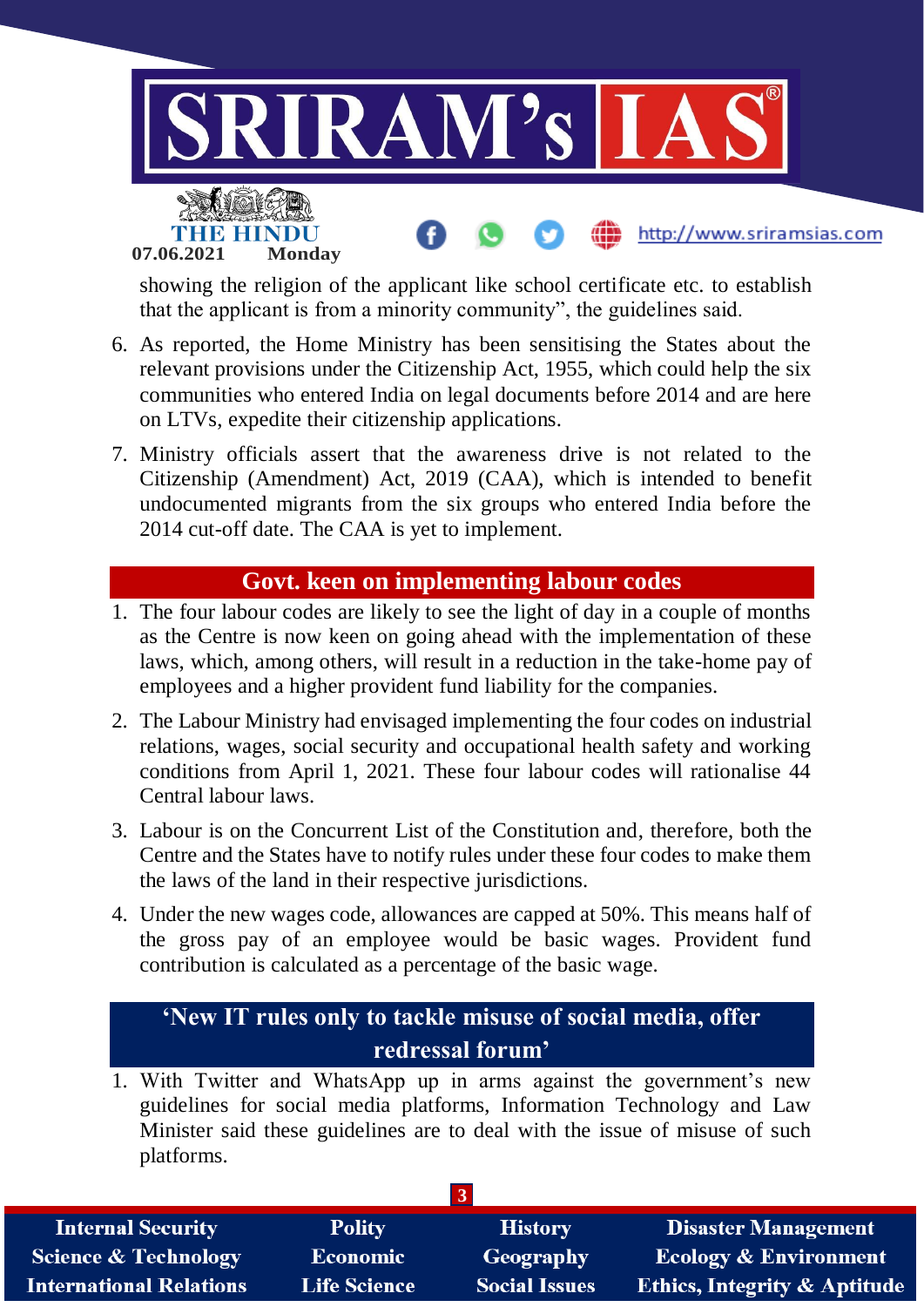showing the religion of the applicant like school certificate etc. to establish that the applicant is from a minority community", the guidelines said.

6. As reported, the Home Ministry has been sensitising the States about the relevant provisions under the Citizenship Act, 1955, which could help the six communities who entered India on legal documents before 2014 and are here on LTVs, expedite their citizenship applications.
7. Ministry officials assert that the awareness drive is not related to the Citizenship (Amendment) Act, 2019 (CAA), which is intended to benefit undocumented migrants from the six groups who entered India before the 2014 cut-off date. The CAA is yet to implement.

## Govt. keen on implementing labour codes

1. The four labour codes are likely to see the light of day in a couple of months as the Centre is now keen on going ahead with the implementation of these laws, which, among others, will result in a reduction in the take-home pay of employees and a higher provident fund liability for the companies.
2. The Labour Ministry had envisaged implementing the four codes on industrial relations, wages, social security and occupational health safety and working conditions from April 1, 2021. These four labour codes will rationalise 44 Central labour laws.
3. Labour is on the Concurrent List of the Constitution and, therefore, both the Centre and the States have to notify rules under these four codes to make them the laws of the land in their respective jurisdictions.
4. Under the new wages code, allowances are capped at 50%. This means half of the gross pay of an employee would be basic wages. Provident fund contribution is calculated as a percentage of the basic wage.

## 'New IT rules only to tackle misuse of social media, offer redressal forum'

1. With Twitter and WhatsApp up in arms against the government's new guidelines for social media platforms, Information Technology and Law Minister said these guidelines are to deal with the issue of misuse of such platforms.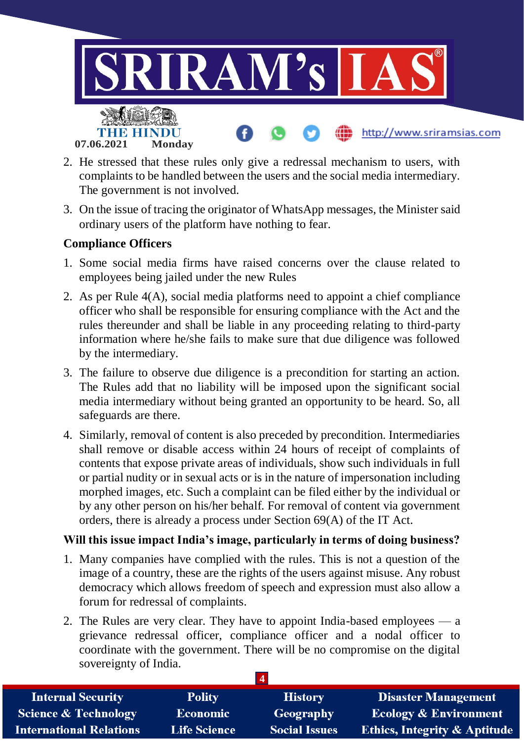2. He stressed that these rules only give a redressal mechanism to users, with complaints to be handled between the users and the social media intermediary. The government is not involved.
3. On the issue of tracing the originator of WhatsApp messages, the Minister said ordinary users of the platform have nothing to fear.

**Compliance Officers**

1. Some social media firms have raised concerns over the clause related to employees being jailed under the new Rules
2. As per Rule 4(A), social media platforms need to appoint a chief compliance officer who shall be responsible for ensuring compliance with the Act and the rules thereunder and shall be liable in any proceeding relating to third-party information where he/she fails to make sure that due diligence was followed by the intermediary.
3. The failure to observe due diligence is a precondition for starting an action. The Rules add that no liability will be imposed upon the significant social media intermediary without being granted an opportunity to be heard. So, all safeguards are there.
4. Similarly, removal of content is also preceded by precondition. Intermediaries shall remove or disable access within 24 hours of receipt of complaints of contents that expose private areas of individuals, show such individuals in full or partial nudity or in sexual acts or is in the nature of impersonation including morphed images, etc. Such a complaint can be filed either by the individual or by any other person on his/her behalf. For removal of content via government orders, there is already a process under Section 69(A) of the IT Act.

**Will this issue impact India's image, particularly in terms of doing business?**

1. Many companies have complied with the rules. This is not a question of the image of a country, these are the rights of the users against misuse. Any robust democracy which allows freedom of speech and expression must also allow a forum for redressal of complaints.
2. The Rules are very clear. They have to appoint India-based employees — a grievance redressal officer, compliance officer and a nodal officer to coordinate with the government. There will be no compromise on the digital sovereignty of India.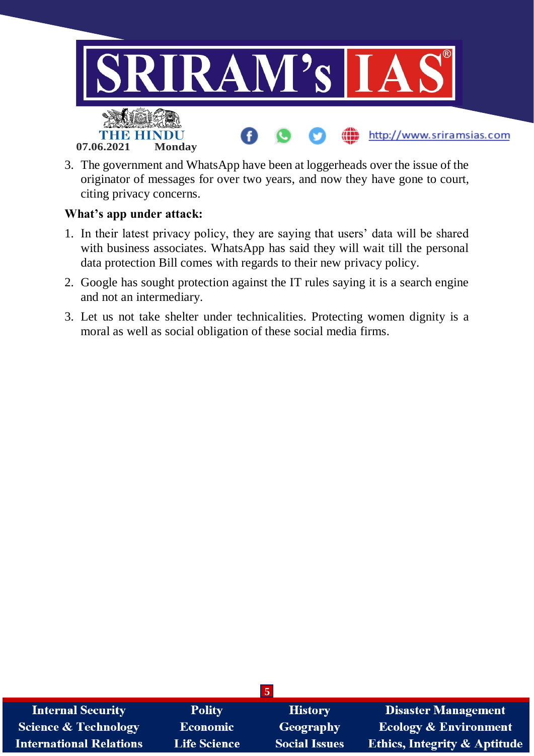3. The government and WhatsApp have been at loggerheads over the issue of the originator of messages for over two years, and now they have gone to court, citing privacy concerns.

**What's app under attack:**

1. In their latest privacy policy, they are saying that users' data will be shared with business associates. WhatsApp has said they will wait till the personal data protection Bill comes with regards to their new privacy policy.
2. Google has sought protection against the IT rules saying it is a search engine and not an intermediary.
3. Let us not take shelter under technicalities. Protecting women dignity is a moral as well as social obligation of these social media firms.